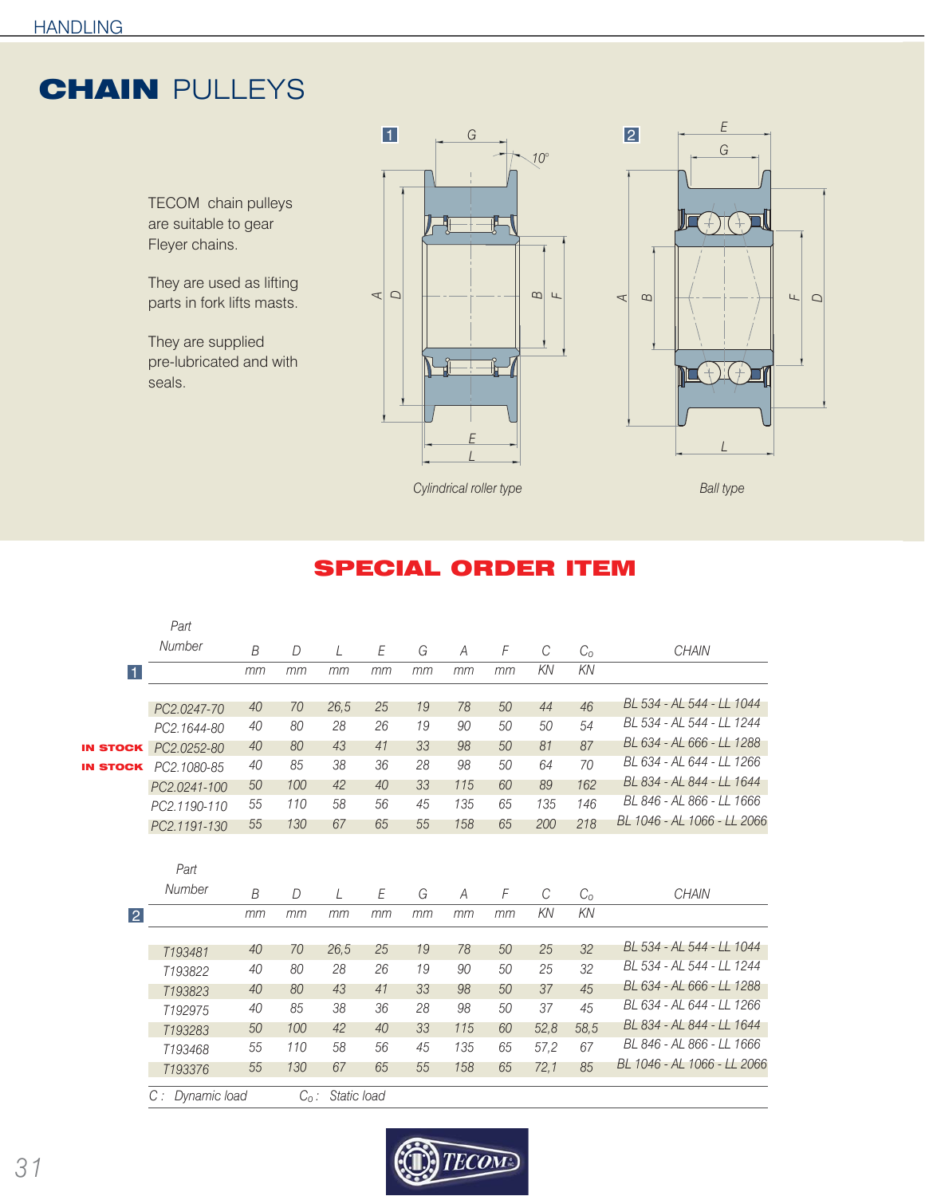# CHAIN PULLEYS

TECOM chain pulleys are suitable to gear Fleyer chains.

They are used as lifting parts in fork lifts masts.

They are supplied pre-lubricated and with seals.

1 Cylindrical roller type

2 Ball type

## SPECIAL ORDER ITEM

**1**

| | Part Number | B mm | D mm | L mm | E mm | G mm | A mm | F mm | C KN | $C_0$ KN | CHAIN |
|---|---|---|---|---|---|---|---|---|---|---|---|
| | PC2.0247-70 | 40 | 70 | 26,5 | 25 | 19 | 78 | 50 | 44 | 46 | BL 534 - AL 544 - LL 1044 |
| | PC2.1644-80 | 40 | 80 | 28 | 26 | 19 | 90 | 50 | 50 | 54 | BL 534 - AL 544 - LL 1244 |
| IN STOCK | PC2.0252-80 | 40 | 80 | 43 | 41 | 33 | 98 | 50 | 81 | 87 | BL 634 - AL 666 - LL 1288 |
| IN STOCK | PC2.1080-85 | 40 | 85 | 38 | 36 | 28 | 98 | 50 | 64 | 70 | BL 634 - AL 644 - LL 1266 |
| | PC2.0241-100 | 50 | 100 | 42 | 40 | 33 | 115 | 60 | 89 | 162 | BL 834 - AL 844 - LL 1644 |
| | PC2.1190-110 | 55 | 110 | 58 | 56 | 45 | 135 | 65 | 135 | 146 | BL 846 - AL 866 - LL 1666 |
| | PC2.1191-130 | 55 | 130 | 67 | 65 | 55 | 158 | 65 | 200 | 218 | BL 1046 - AL 1066 - LL 2066 |

**2**

| Part Number | B mm | D mm | L mm | E mm | G mm | A mm | F mm | C KN | $C_0$ KN | CHAIN |
|---|---|---|---|---|---|---|---|---|---|---|
| T193481 | 40 | 70 | 26,5 | 25 | 19 | 78 | 50 | 25 | 32 | BL 534 - AL 544 - LL 1044 |
| T193822 | 40 | 80 | 28 | 26 | 19 | 90 | 50 | 25 | 32 | BL 534 - AL 544 - LL 1244 |
| T193823 | 40 | 80 | 43 | 41 | 33 | 98 | 50 | 37 | 45 | BL 634 - AL 666 - LL 1288 |
| T192975 | 40 | 85 | 38 | 36 | 28 | 98 | 50 | 37 | 45 | BL 634 - AL 644 - LL 1266 |
| T193283 | 50 | 100 | 42 | 40 | 33 | 115 | 60 | 52,8 | 58,5 | BL 834 - AL 844 - LL 1644 |
| T193468 | 55 | 110 | 58 | 56 | 45 | 135 | 65 | 57,2 | 67 | BL 846 - AL 866 - LL 1666 |
| T193376 | 55 | 130 | 67 | 65 | 55 | 158 | 65 | 72,1 | 85 | BL 1046 - AL 1066 - LL 2066 |

C : Dynamic load $C_0$ : Static load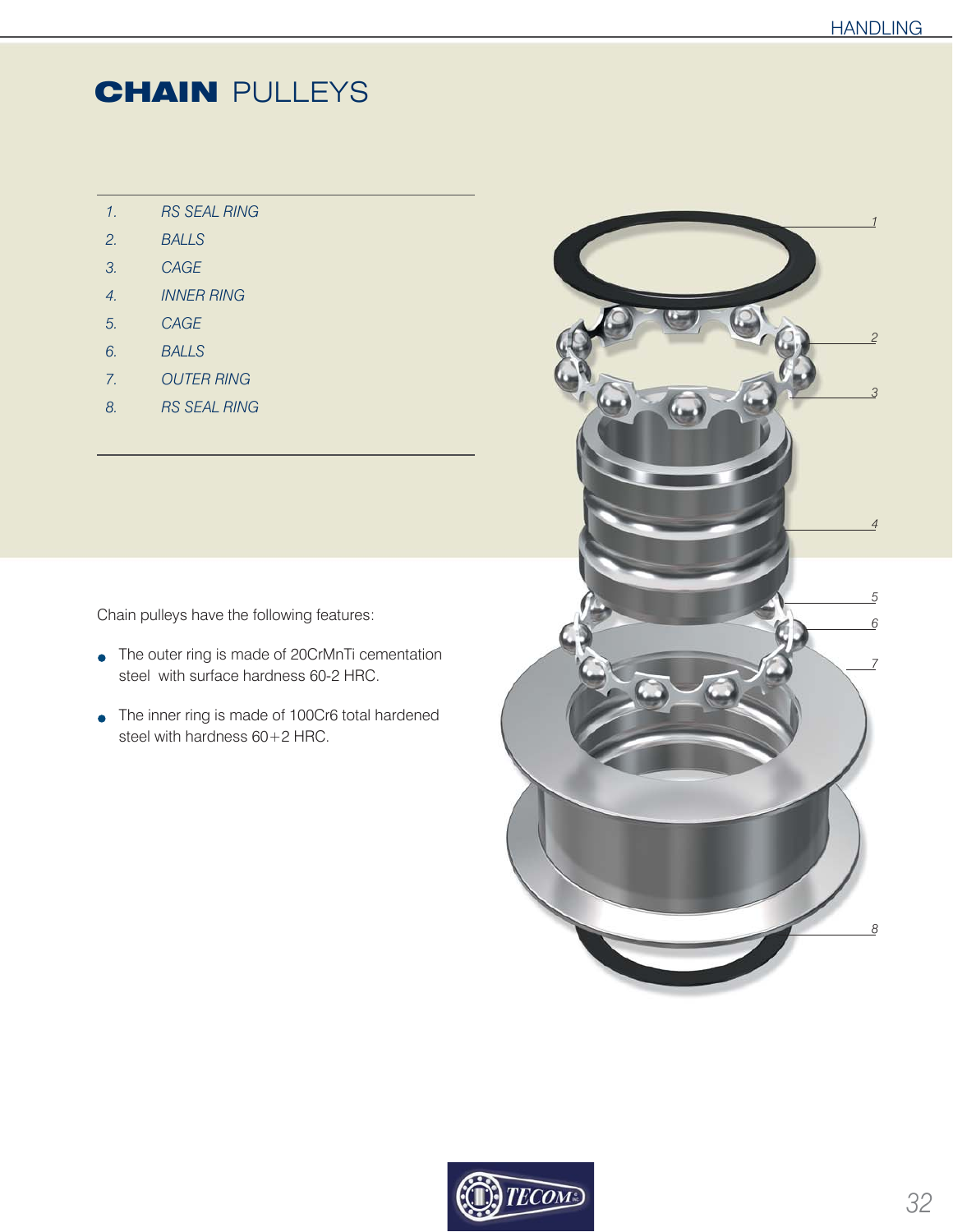# **CHAIN** PULLEYS

1. *RS SEAL RING*
2. *BALLS*
3. *CAGE*
4. *INNER RING*
5. *CAGE*
6. *BALLS*
7. *OUTER RING*
8. *RS SEAL RING*

Chain pulleys have the following features:

- The outer ring is made of 20CrMnTi cementation steel with surface hardness 60-2 HRC.
- The inner ring is made of 100Cr6 total hardened steel with hardness 60+2 HRC.